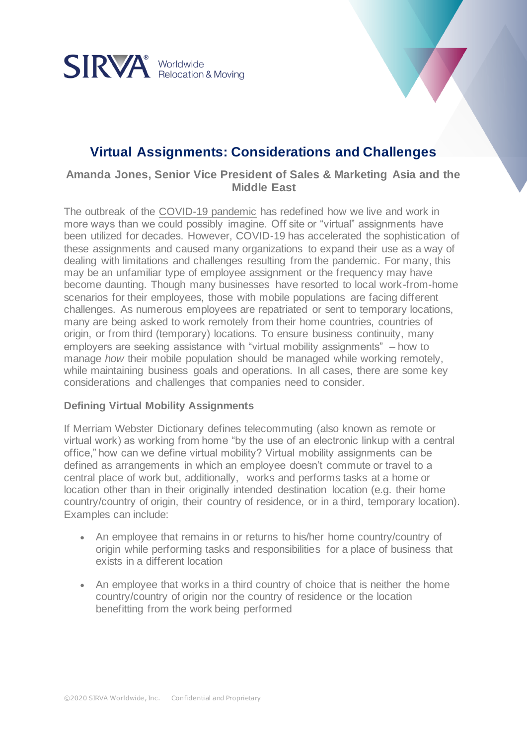SIRVA® Worldwide Relocation & Moving

# Virtual Assignments: Considerations and Challenges

### Amanda Jones, Senior Vice President of Sales & Marketing Asia and the Middle East

The outbreak of the COVID-19 pandemic has redefined how we live and work in more ways than we could possibly imagine. Off site or "virtual" assignments have been utilized for decades. However, COVID-19 has accelerated the sophistication of these assignments and caused many organizations to expand their use as a way of dealing with limitations and challenges resulting from the pandemic. For many, this may be an unfamiliar type of employee assignment or the frequency may have become daunting. Though many businesses have resorted to local work-from-home scenarios for their employees, those with mobile populations are facing different challenges. As numerous employees are repatriated or sent to temporary locations, many are being asked to work remotely from their home countries, countries of origin, or from third (temporary) locations. To ensure business continuity, many employers are seeking assistance with "virtual mobility assignments" – how to manage *how* their mobile population should be managed while working remotely, while maintaining business goals and operations. In all cases, there are some key considerations and challenges that companies need to consider.

**Defining Virtual Mobility Assignments**

If Merriam Webster Dictionary defines telecommuting (also known as remote or virtual work) as working from home "by the use of an electronic linkup with a central office," how can we define virtual mobility? Virtual mobility assignments can be defined as arrangements in which an employee doesn't commute or travel to a central place of work but, additionally, works and performs tasks at a home or location other than in their originally intended destination location (e.g. their home country/country of origin, their country of residence, or in a third, temporary location). Examples can include:

- An employee that remains in or returns to his/her home country/country of origin while performing tasks and responsibilities for a place of business that exists in a different location
- An employee that works in a third country of choice that is neither the home country/country of origin nor the country of residence or the location benefitting from the work being performed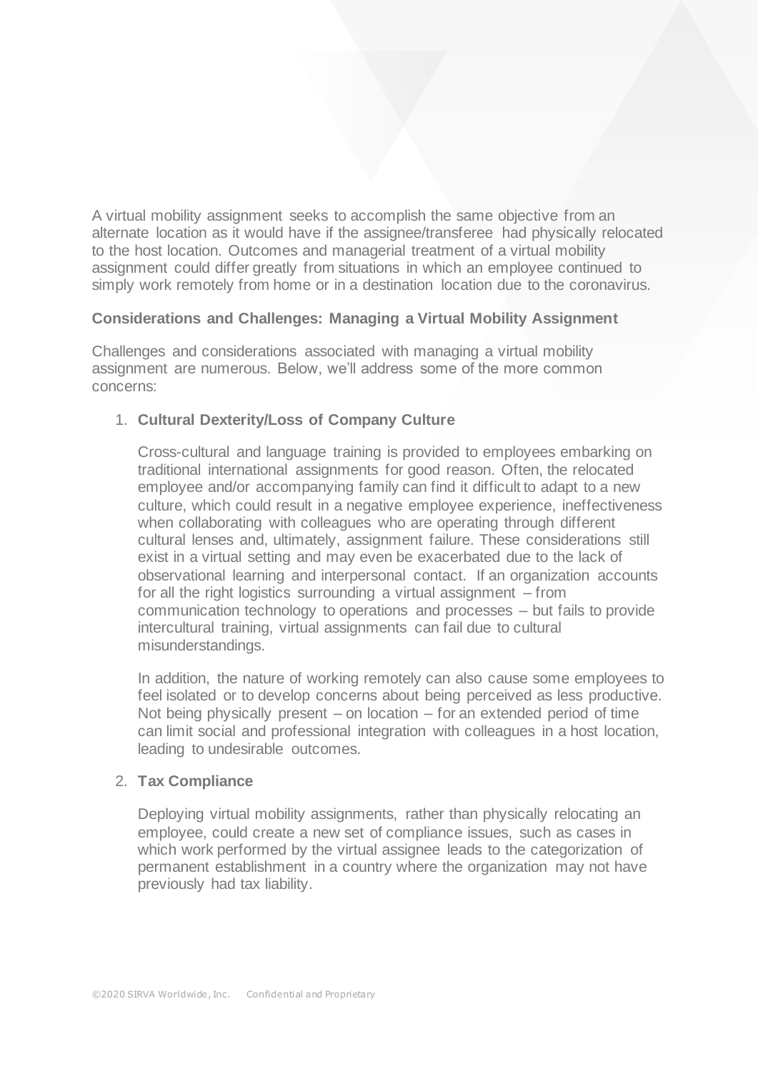A virtual mobility assignment seeks to accomplish the same objective from an alternate location as it would have if the assignee/transferee had physically relocated to the host location. Outcomes and managerial treatment of a virtual mobility assignment could differ greatly from situations in which an employee continued to simply work remotely from home or in a destination location due to the coronavirus.

**Considerations and Challenges: Managing a Virtual Mobility Assignment**

Challenges and considerations associated with managing a virtual mobility assignment are numerous. Below, we'll address some of the more common concerns:

1. **Cultural Dexterity/Loss of Company Culture**

   Cross-cultural and language training is provided to employees embarking on traditional international assignments for good reason. Often, the relocated employee and/or accompanying family can find it difficult to adapt to a new culture, which could result in a negative employee experience, ineffectiveness when collaborating with colleagues who are operating through different cultural lenses and, ultimately, assignment failure. These considerations still exist in a virtual setting and may even be exacerbated due to the lack of observational learning and interpersonal contact. If an organization accounts for all the right logistics surrounding a virtual assignment – from communication technology to operations and processes – but fails to provide intercultural training, virtual assignments can fail due to cultural misunderstandings.

   In addition, the nature of working remotely can also cause some employees to feel isolated or to develop concerns about being perceived as less productive. Not being physically present – on location – for an extended period of time can limit social and professional integration with colleagues in a host location, leading to undesirable outcomes.

2. **Tax Compliance**

   Deploying virtual mobility assignments, rather than physically relocating an employee, could create a new set of compliance issues, such as cases in which work performed by the virtual assignee leads to the categorization of permanent establishment in a country where the organization may not have previously had tax liability.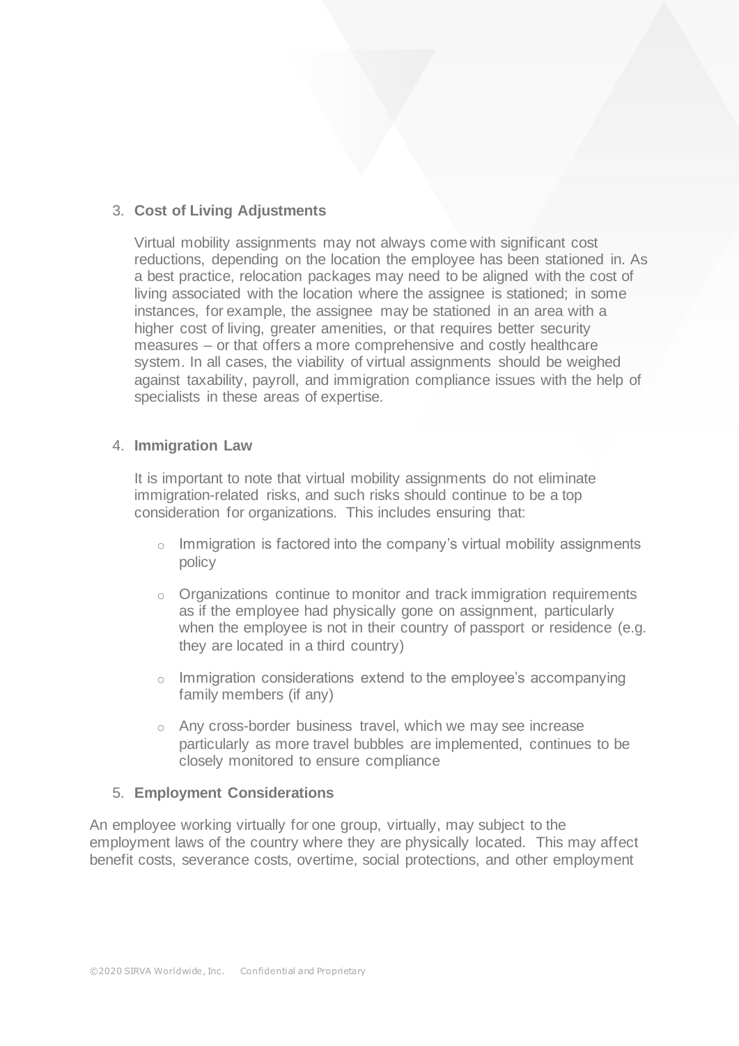3. **Cost of Living Adjustments**

   Virtual mobility assignments may not always come with significant cost reductions, depending on the location the employee has been stationed in. As a best practice, relocation packages may need to be aligned with the cost of living associated with the location where the assignee is stationed; in some instances, for example, the assignee may be stationed in an area with a higher cost of living, greater amenities, or that requires better security measures – or that offers a more comprehensive and costly healthcare system. In all cases, the viability of virtual assignments should be weighed against taxability, payroll, and immigration compliance issues with the help of specialists in these areas of expertise.

4. **Immigration Law**

   It is important to note that virtual mobility assignments do not eliminate immigration-related risks, and such risks should continue to be a top consideration for organizations. This includes ensuring that:

   - Immigration is factored into the company's virtual mobility assignments policy
   - Organizations continue to monitor and track immigration requirements as if the employee had physically gone on assignment, particularly when the employee is not in their country of passport or residence (e.g. they are located in a third country)
   - Immigration considerations extend to the employee's accompanying family members (if any)
   - Any cross-border business travel, which we may see increase particularly as more travel bubbles are implemented, continues to be closely monitored to ensure compliance

5. **Employment Considerations**

An employee working virtually for one group, virtually, may subject to the employment laws of the country where they are physically located. This may affect benefit costs, severance costs, overtime, social protections, and other employment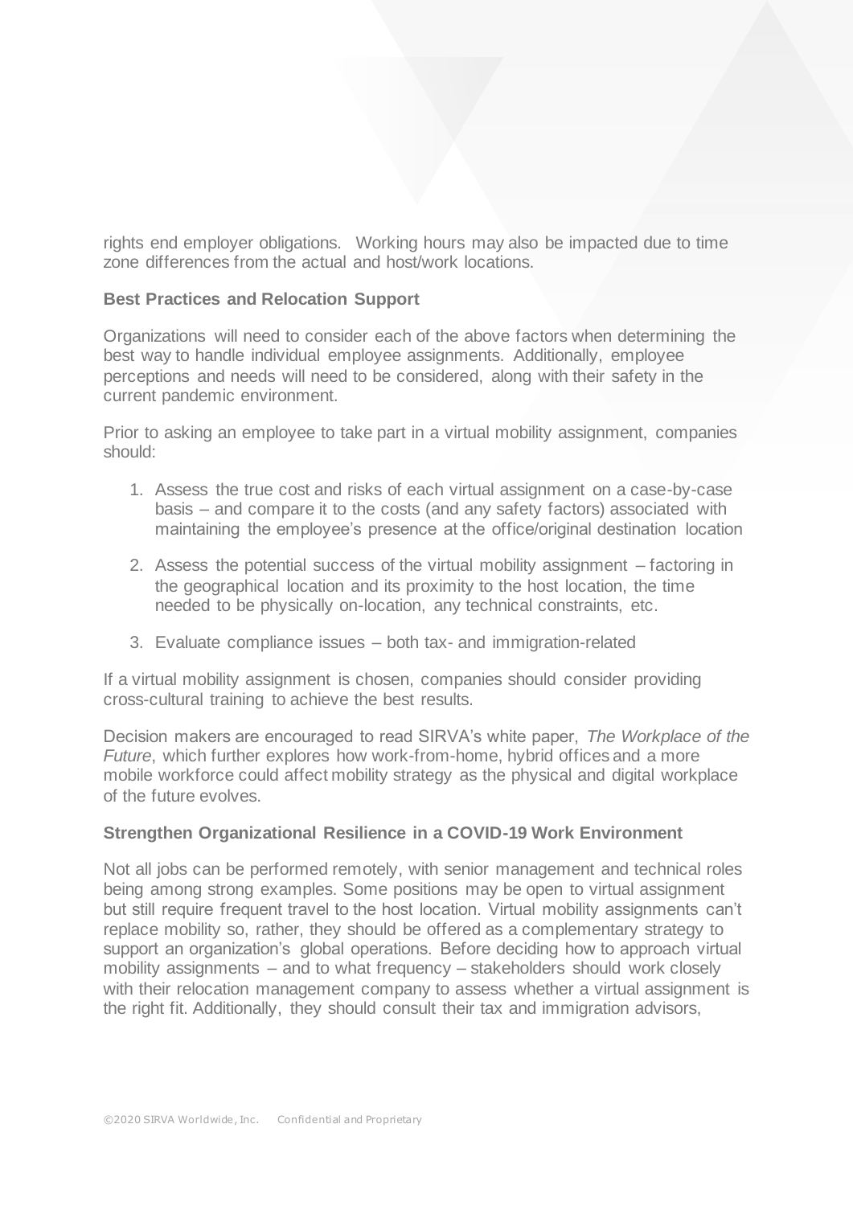rights end employer obligations. Working hours may also be impacted due to time zone differences from the actual and host/work locations.

**Best Practices and Relocation Support**

Organizations will need to consider each of the above factors when determining the best way to handle individual employee assignments. Additionally, employee perceptions and needs will need to be considered, along with their safety in the current pandemic environment.

Prior to asking an employee to take part in a virtual mobility assignment, companies should:

1. Assess the true cost and risks of each virtual assignment on a case-by-case basis – and compare it to the costs (and any safety factors) associated with maintaining the employee's presence at the office/original destination location

2. Assess the potential success of the virtual mobility assignment – factoring in the geographical location and its proximity to the host location, the time needed to be physically on-location, any technical constraints, etc.

3. Evaluate compliance issues – both tax- and immigration-related

If a virtual mobility assignment is chosen, companies should consider providing cross-cultural training to achieve the best results.

Decision makers are encouraged to read SIRVA's white paper, *The Workplace of the Future*, which further explores how work-from-home, hybrid offices and a more mobile workforce could affect mobility strategy as the physical and digital workplace of the future evolves.

**Strengthen Organizational Resilience in a COVID-19 Work Environment**

Not all jobs can be performed remotely, with senior management and technical roles being among strong examples. Some positions may be open to virtual assignment but still require frequent travel to the host location. Virtual mobility assignments can't replace mobility so, rather, they should be offered as a complementary strategy to support an organization's global operations. Before deciding how to approach virtual mobility assignments – and to what frequency – stakeholders should work closely with their relocation management company to assess whether a virtual assignment is the right fit. Additionally, they should consult their tax and immigration advisors,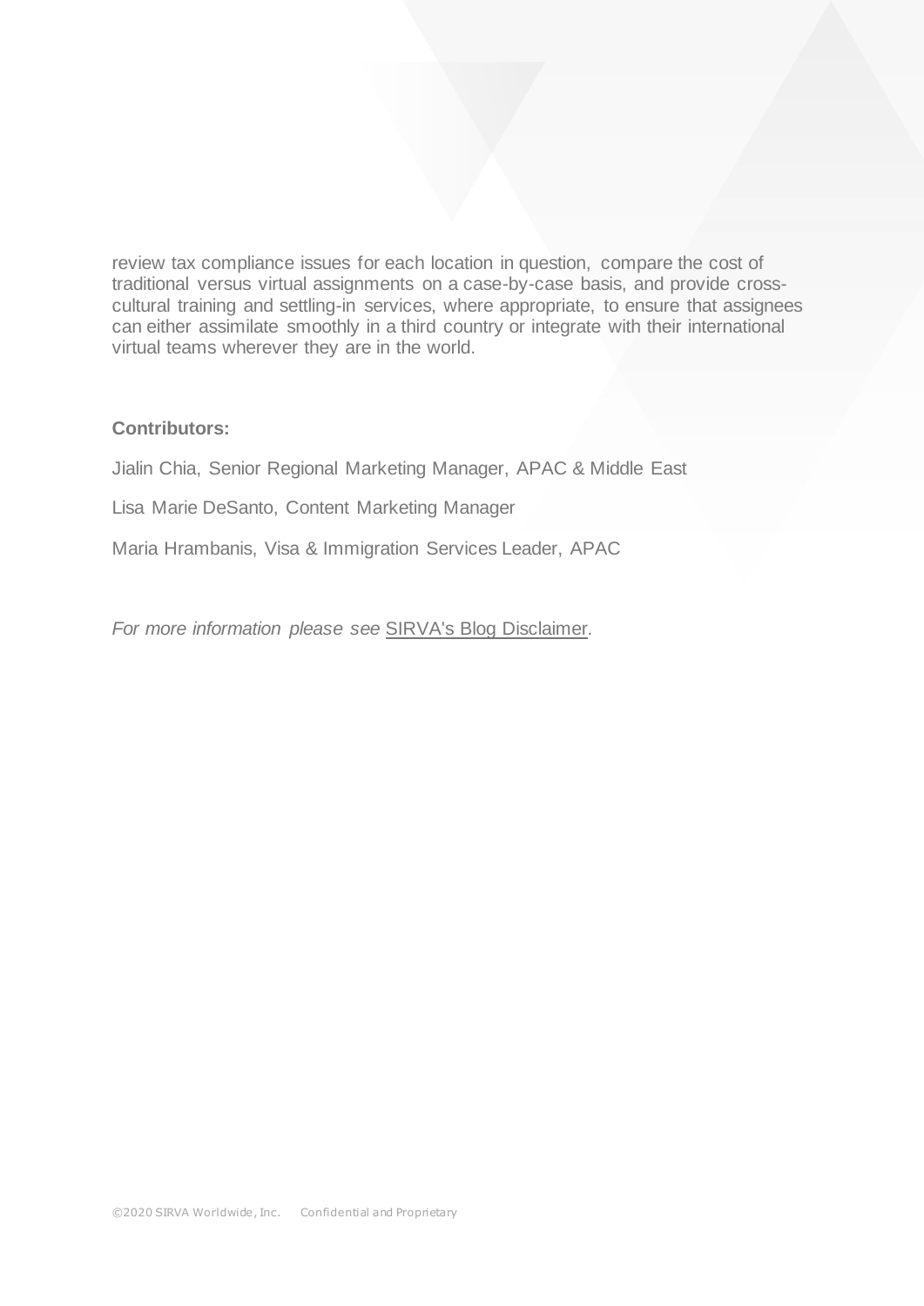review tax compliance issues for each location in question, compare the cost of traditional versus virtual assignments on a case-by-case basis, and provide cross-cultural training and settling-in services, where appropriate, to ensure that assignees can either assimilate smoothly in a third country or integrate with their international virtual teams wherever they are in the world.

**Contributors:**

Jialin Chia, Senior Regional Marketing Manager, APAC & Middle East

Lisa Marie DeSanto, Content Marketing Manager

Maria Hrambanis, Visa & Immigration Services Leader, APAC

*For more information please see* SIRVA's Blog Disclaimer*.*

©2020 SIRVA Worldwide, Inc. Confidential and Proprietary